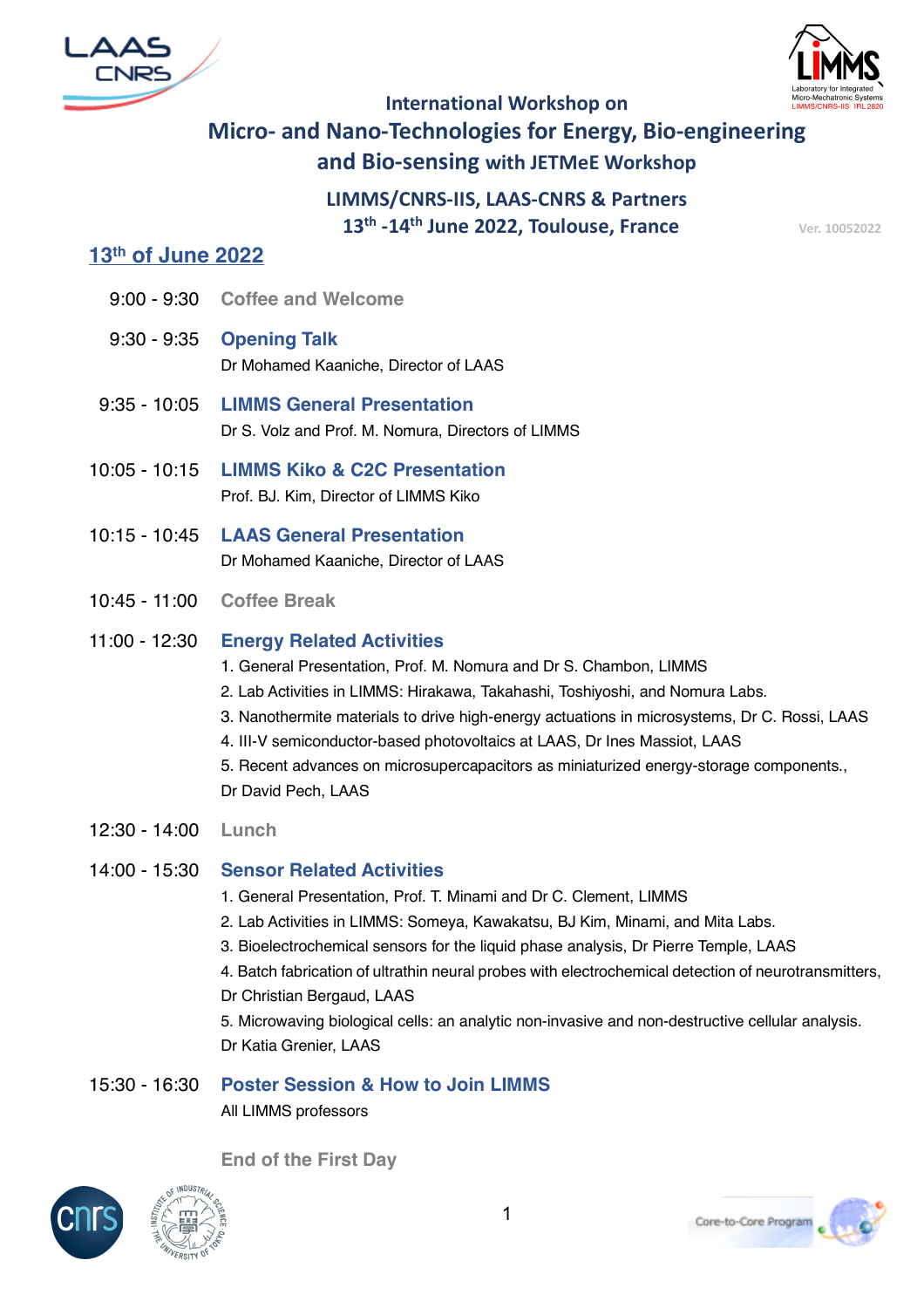International Workshop on

# Micro- and Nano-Technologies for Energy, Bio-engineering and Bio-sensing with JETMeE Workshop

**LIMMS/CNRS-IIS, LAAS-CNRS & Partners**

**13th -14th June 2022, Toulouse, France**

Ver. 10052022

## 13th of June 2022

**9:00 - 9:30** Coffee and Welcome

**9:30 - 9:35** **Opening Talk**
Dr Mohamed Kaaniche, Director of LAAS

**9:35 - 10:05** **LIMMS General Presentation**
Dr S. Volz and Prof. M. Nomura, Directors of LIMMS

**10:05 - 10:15** **LIMMS Kiko & C2C Presentation**
Prof. BJ. Kim, Director of LIMMS Kiko

**10:15 - 10:45** **LAAS General Presentation**
Dr Mohamed Kaaniche, Director of LAAS

**10:45 - 11:00** Coffee Break

**11:00 - 12:30** **Energy Related Activities**

1. General Presentation, Prof. M. Nomura and Dr S. Chambon, LIMMS
2. Lab Activities in LIMMS: Hirakawa, Takahashi, Toshiyoshi, and Nomura Labs.
3. Nanothermite materials to drive high-energy actuations in microsystems, Dr C. Rossi, LAAS
4. III-V semiconductor-based photovoltaics at LAAS, Dr Ines Massiot, LAAS
5. Recent advances on microsupercapacitors as miniaturized energy-storage components., Dr David Pech, LAAS

**12:30 - 14:00** Lunch

**14:00 - 15:30** **Sensor Related Activities**

1. General Presentation, Prof. T. Minami and Dr C. Clement, LIMMS
2. Lab Activities in LIMMS: Someya, Kawakatsu, BJ Kim, Minami, and Mita Labs.
3. Bioelectrochemical sensors for the liquid phase analysis, Dr Pierre Temple, LAAS
4. Batch fabrication of ultrathin neural probes with electrochemical detection of neurotransmitters, Dr Christian Bergaud, LAAS
5. Microwaving biological cells: an analytic non-invasive and non-destructive cellular analysis. Dr Katia Grenier, LAAS

**15:30 - 16:30** **Poster Session & How to Join LIMMS**
All LIMMS professors

End of the First Day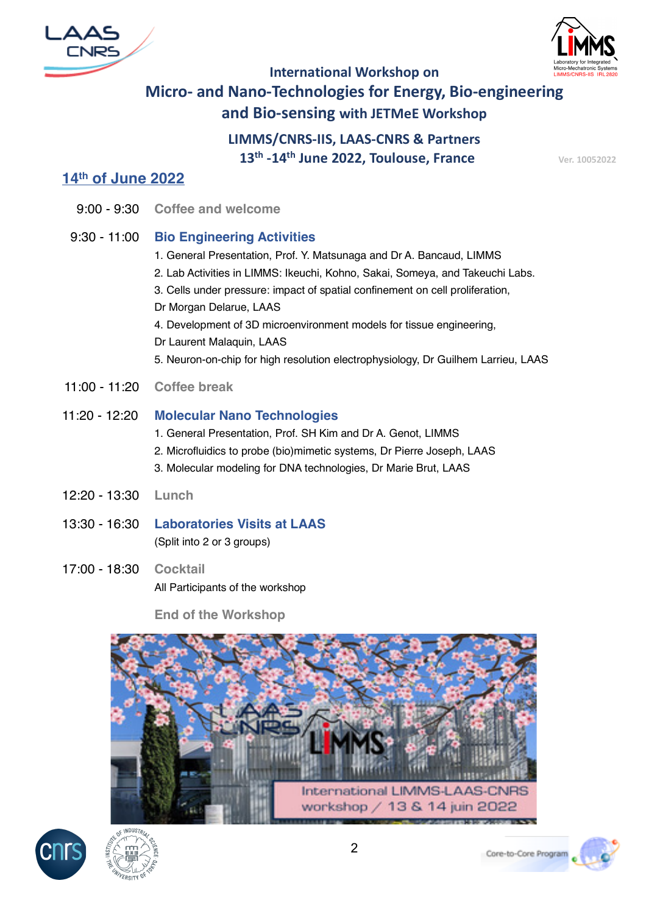International Workshop on

# Micro- and Nano-Technologies for Energy, Bio-engineering and Bio-sensing with JETMeE Workshop

**LIMMS/CNRS-IIS, LAAS-CNRS & Partners**

**13th -14th June 2022, Toulouse, France**

Ver. 10052022

## 14th of June 2022

9:00 - 9:30 **Coffee and welcome**

9:30 - 11:00 **Bio Engineering Activities**

1. General Presentation, Prof. Y. Matsunaga and Dr A. Bancaud, LIMMS
2. Lab Activities in LIMMS: Ikeuchi, Kohno, Sakai, Someya, and Takeuchi Labs.
3. Cells under pressure: impact of spatial confinement on cell proliferation, Dr Morgan Delarue, LAAS
4. Development of 3D microenvironment models for tissue engineering, Dr Laurent Malaquin, LAAS
5. Neuron-on-chip for high resolution electrophysiology, Dr Guilhem Larrieu, LAAS

11:00 - 11:20 **Coffee break**

11:20 - 12:20 **Molecular Nano Technologies**

1. General Presentation, Prof. SH Kim and Dr A. Genot, LIMMS
2. Microfluidics to probe (bio)mimetic systems, Dr Pierre Joseph, LAAS
3. Molecular modeling for DNA technologies, Dr Marie Brut, LAAS

12:20 - 13:30 **Lunch**

13:30 - 16:30 **Laboratories Visits at LAAS**

(Split into 2 or 3 groups)

17:00 - 18:30 **Cocktail**

All Participants of the workshop

**End of the Workshop**

International LIMMS-LAAS-CNRS workshop / 13 & 14 juin 2022